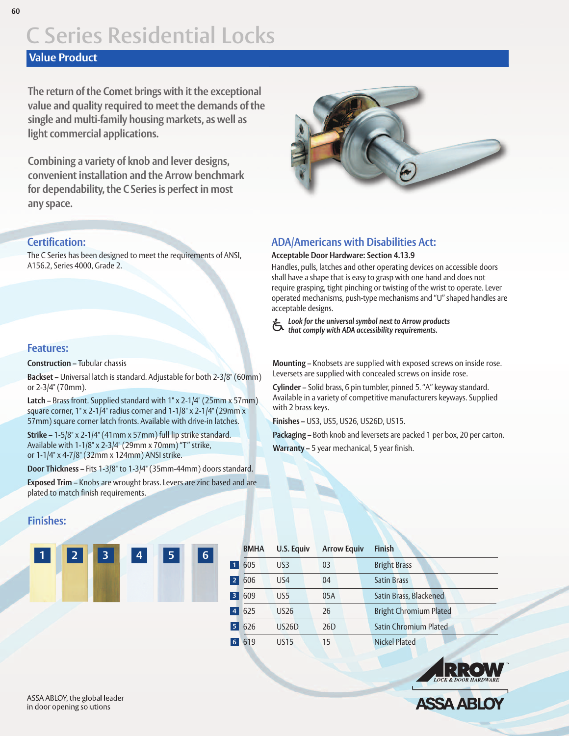# C Series Residential Locks

## Value Product

The return of the Comet brings with it the exceptional value and quality required to meet the demands of the single and multi-family housing markets, as well as light commercial applications.

Combining a variety of knob and lever designs, convenient installation and the Arrow benchmark for dependability, the C Series is perfect in most any space.

### Certification:

The C Series has been designed to meet the requirements of ANSI, A156.2, Series 4000, Grade 2.

### ADA/Americans with Disabilities Act:

**Acceptable Door Hardware: Section 4.13.9**

Handles, pulls, latches and other operating devices on accessible doors shall have a shape that is easy to grasp with one hand and does not require grasping, tight pinching or twisting of the wrist to operate. Lever operated mechanisms, push-type mechanisms and "U" shaped handles are acceptable designs.

***Look for the universal symbol next to Arrow products that comply with ADA accessibility requirements.***

### Features:

**Construction –** Tubular chassis

**Backset –** Universal latch is standard. Adjustable for both 2-3/8" (60mm) or 2-3/4" (70mm).

**Latch –** Brass front. Supplied standard with 1" x 2-1/4" (25mm x 57mm) square corner, 1" x 2-1/4" radius corner and 1-1/8" x 2-1/4" (29mm x 57mm) square corner latch fronts. Available with drive-in latches.

**Strike –** 1-5/8" x 2-1/4" (41mm x 57mm) full lip strike standard. Available with 1-1/8" x 2-3/4" (29mm x 70mm) "T" strike, or 1-1/4" x 4-7/8" (32mm x 124mm) ANSI strike.

**Door Thickness –** Fits 1-3/8" to 1-3/4" (35mm-44mm) doors standard.

**Exposed Trim –** Knobs are wrought brass. Levers are zinc based and are plated to match finish requirements.

**Mounting –** Knobsets are supplied with exposed screws on inside rose. Leversets are supplied with concealed screws on inside rose.

**Cylinder –** Solid brass, 6 pin tumbler, pinned 5. "A" keyway standard. Available in a variety of competitive manufacturers keyways. Supplied with 2 brass keys.

**Finishes –** US3, US5, US26, US26D, US15.

**Packaging –** Both knob and leversets are packed 1 per box, 20 per carton.

**Warranty –** 5 year mechanical, 5 year finish.

### Finishes:

| | BMHA | U.S. Equiv | Arrow Equiv | Finish |
|---|---|---|---|---|
| 1 | 605 | US3 | 03 | Bright Brass |
| 2 | 606 | US4 | 04 | Satin Brass |
| 3 | 609 | US5 | 05A | Satin Brass, Blackened |
| 4 | 625 | US26 | 26 | Bright Chromium Plated |
| 5 | 626 | US26D | 26D | Satin Chromium Plated |
| 6 | 619 | US15 | 15 | Nickel Plated |

ASSA ABLOY, the global leader in door opening solutions

ARROW LOCK & DOOR HARDWARE

ASSA ABLOY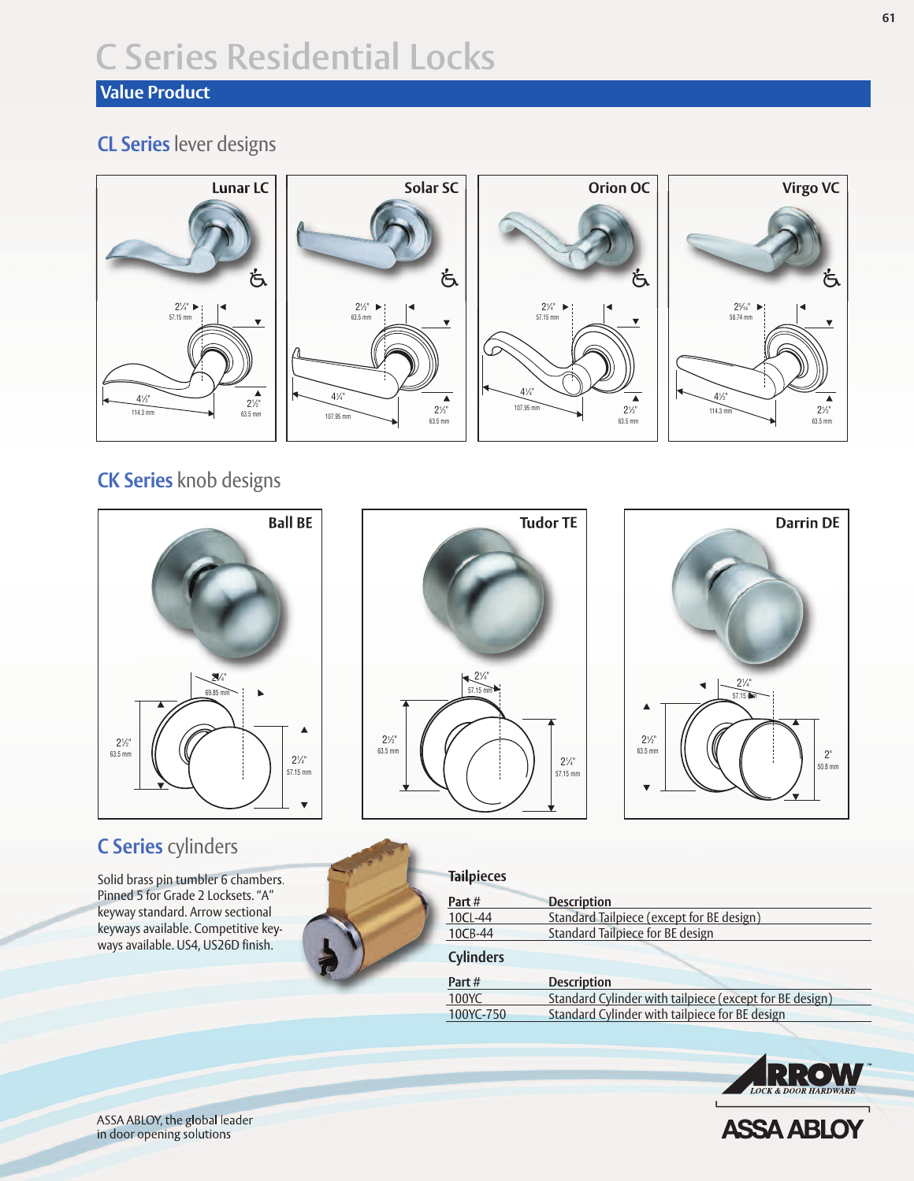# C Series Residential Locks

## Value Product

### CL Series lever designs

**Lunar LC**

2¼" 57.15 mm

4½" 114.3 mm

2½" 63.5 mm

**Solar SC**

2½" 63.5 mm

4¼" 107.95 mm

2½" 63.5 mm

**Orion OC**

2¼" 57.15 mm

4¼" 107.95 mm

2½" 63.5 mm

**Virgo VC**

2⁵⁄₁₆" 58.74 mm

4½" 114.3 mm

2½" 63.5 mm

### CK Series knob designs

**Ball BE**

2¾" 69.85 mm

2½" 63.5 mm

2¼" 57.15 mm

**Tudor TE**

2¼" 57.15 mm

2½" 63.5 mm

2¼" 57.15 mm

**Darrin DE**

2¼" 57.15 mm

2½" 63.5 mm

2" 50.8 mm

### C Series cylinders

Solid brass pin tumbler 6 chambers. Pinned 5 for Grade 2 Locksets. "A" keyway standard. Arrow sectional keyways available. Competitive keyways available. US4, US26D finish.

**Tailpieces**

| Part # | Description |
|---|---|
| 10CL-44 | Standard Tailpiece (except for BE design) |
| 10CB-44 | Standard Tailpiece for BE design |

**Cylinders**

| Part # | Description |
|---|---|
| 100YC | Standard Cylinder with tailpiece (except for BE design) |
| 100YC-750 | Standard Cylinder with tailpiece for BE design |

ASSA ABLOY, the global leader in door opening solutions

ARROW LOCK & DOOR HARDWARE

ASSA ABLOY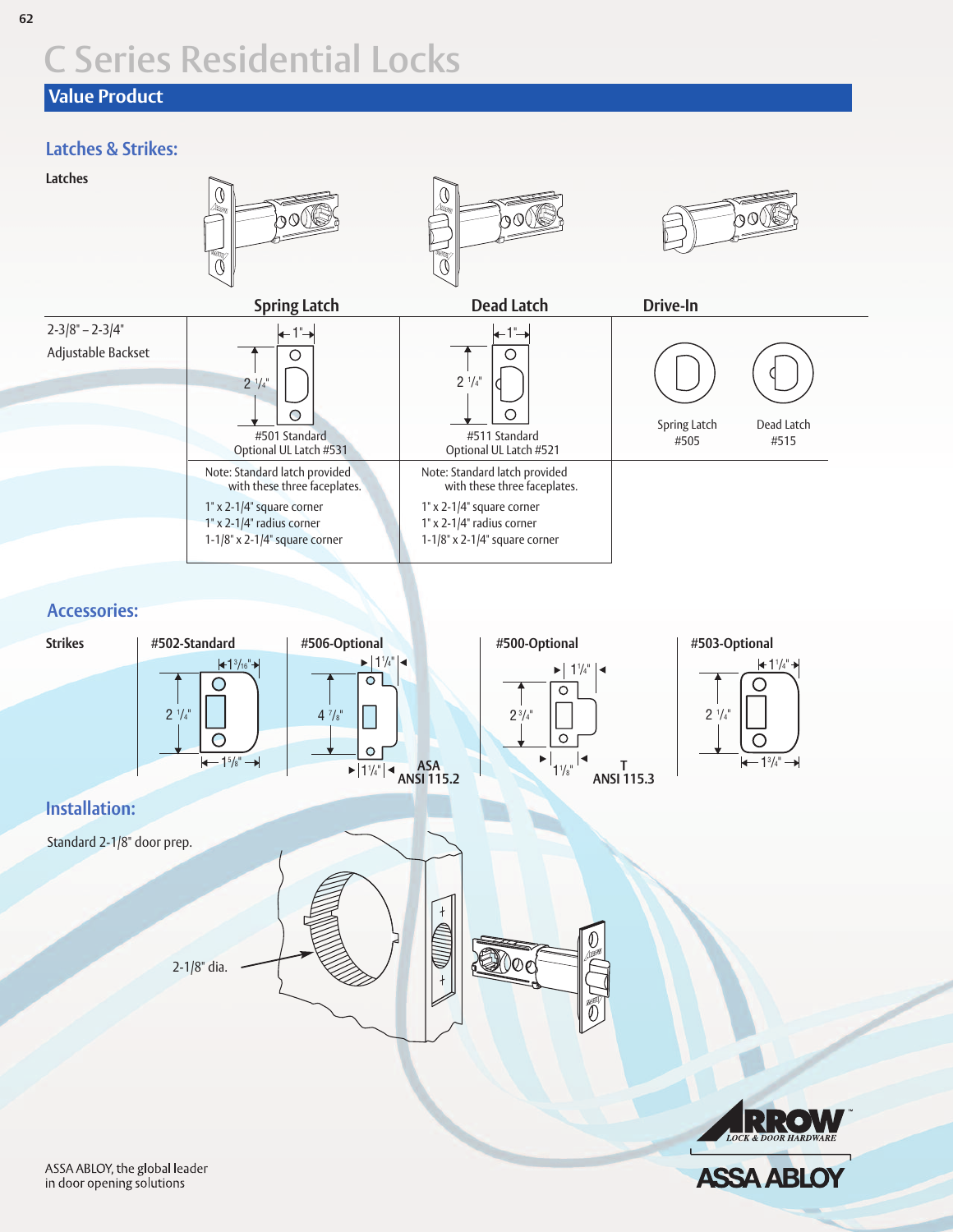# C Series Residential Locks

## Value Product

### Latches & Strikes:

**Latches**

| | Spring Latch | Dead Latch | Drive-In | |
|---|---|---|---|---|
| 2-3/8" – 2-3/4" Adjustable Backset | 1" × 2 1/4"<br>#501 Standard<br>Optional UL Latch #531 | 1" × 2 1/4"<br>#511 Standard<br>Optional UL Latch #521 | Spring Latch<br>#505 | Dead Latch<br>#515 |
| | Note: Standard latch provided with these three faceplates.<br>1" x 2-1/4" square corner<br>1" x 2-1/4" radius corner<br>1-1/8" x 2-1/4" square corner | Note: Standard latch provided with these three faceplates.<br>1" x 2-1/4" square corner<br>1" x 2-1/4" radius corner<br>1-1/8" x 2-1/4" square corner | | |

### Accessories:

**Strikes**

| #502-Standard | #506-Optional | #500-Optional | #503-Optional |
|---|---|---|---|
| 1 3/16" × 2 1/4", 1 5/8" | 1 1/4" × 4 7/8", 1 1/4"<br>ASA ANSI 115.2 | 1 1/4" × 2 3/4", 1 1/8"<br>T ANSI 115.3 | 1 1/4" × 2 1/4", 1 3/4" |

### Installation:

Standard 2-1/8" door prep.

2-1/8" dia.

ASSA ABLOY, the global leader in door opening solutions

ARROW LOCK & DOOR HARDWARE

ASSA ABLOY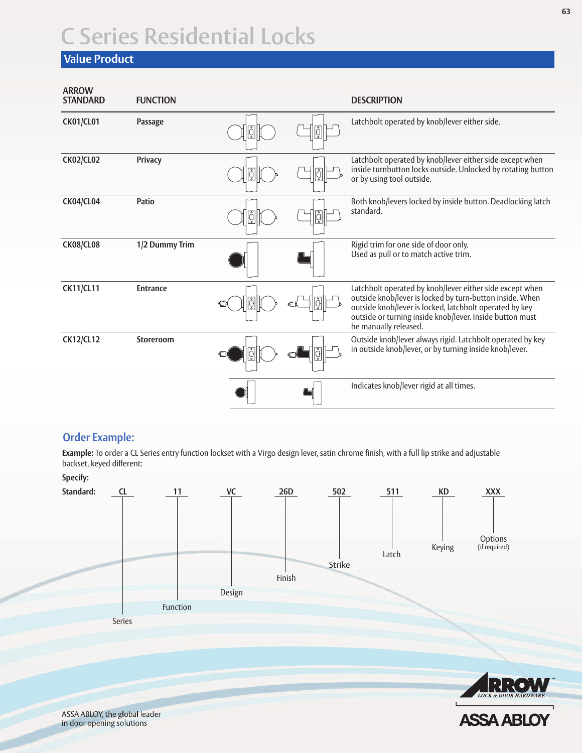# C Series Residential Locks

## Value Product

| ARROW STANDARD | FUNCTION | DESCRIPTION |
|---|---|---|
| CK01/CL01 | Passage | Latchbolt operated by knob/lever either side. |
| CK02/CL02 | Privacy | Latchbolt operated by knob/lever either side except when inside turnbutton locks outside. Unlocked by rotating button or by using tool outside. |
| CK04/CL04 | Patio | Both knob/levers locked by inside button. Deadlocking latch standard. |
| CK08/CL08 | 1/2 Dummy Trim | Rigid trim for one side of door only. Used as pull or to match active trim. |
| CK11/CL11 | Entrance | Latchbolt operated by knob/lever either side except when outside knob/lever is locked by turn-button inside. When outside knob/lever is locked, latchbolt operated by key outside or turning inside knob/lever. Inside button must be manually released. |
| CK12/CL12 | Storeroom | Outside knob/lever always rigid. Latchbolt operated by key in outside knob/lever, or by turning inside knob/lever. |
| | | Indicates knob/lever rigid at all times. |

## Order Example:

**Example:** To order a CL Series entry function lockset with a Virgo design lever, satin chrome finish, with a full lip strike and adjustable backset, keyed different:

**Specify:**

**Standard:** CL 11 VC 26D 502 511 KD XXX

- CL – Series
- 11 – Function
- VC – Design
- 26D – Finish
- 502 – Strike
- 511 – Latch
- KD – Keying
- XXX – Options (if required)

ASSA ABLOY, the global leader in door opening solutions